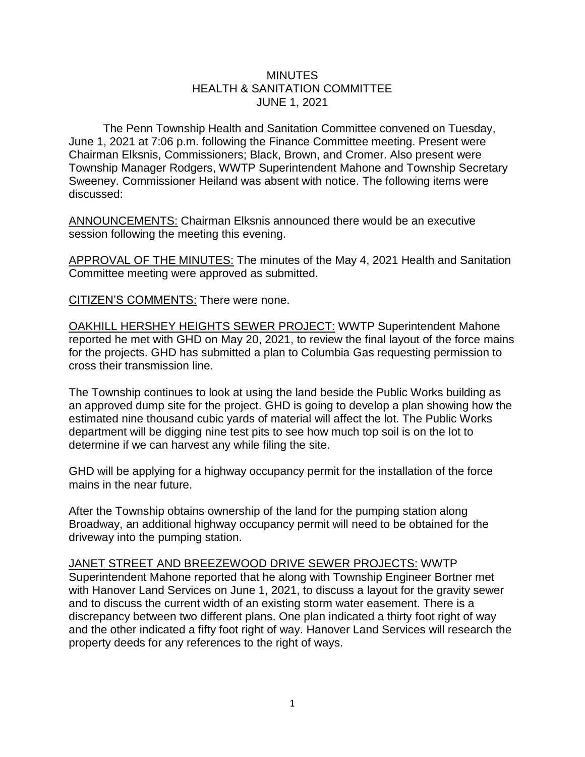# MINUTES
# HEALTH & SANITATION COMMITTEE
# JUNE 1, 2021

The Penn Township Health and Sanitation Committee convened on Tuesday, June 1, 2021 at 7:06 p.m. following the Finance Committee meeting. Present were Chairman Elksnis, Commissioners; Black, Brown, and Cromer. Also present were Township Manager Rodgers, WWTP Superintendent Mahone and Township Secretary Sweeney. Commissioner Heiland was absent with notice. The following items were discussed:

<u>ANNOUNCEMENTS:</u> Chairman Elksnis announced there would be an executive session following the meeting this evening.

<u>APPROVAL OF THE MINUTES:</u> The minutes of the May 4, 2021 Health and Sanitation Committee meeting were approved as submitted.

<u>CITIZEN'S COMMENTS</u>: There were none.

<u>OAKHILL HERSHEY HEIGHTS SEWER PROJECT:</u> WWTP Superintendent Mahone reported he met with GHD on May 20, 2021, to review the final layout of the force mains for the projects. GHD has submitted a plan to Columbia Gas requesting permission to cross their transmission line.

The Township continues to look at using the land beside the Public Works building as an approved dump site for the project. GHD is going to develop a plan showing how the estimated nine thousand cubic yards of material will affect the lot. The Public Works department will be digging nine test pits to see how much top soil is on the lot to determine if we can harvest any while filing the site.

GHD will be applying for a highway occupancy permit for the installation of the force mains in the near future.

After the Township obtains ownership of the land for the pumping station along Broadway, an additional highway occupancy permit will need to be obtained for the driveway into the pumping station.

<u>JANET STREET AND BREEZEWOOD DRIVE SEWER PROJECTS:</u> WWTP Superintendent Mahone reported that he along with Township Engineer Bortner met with Hanover Land Services on June 1, 2021, to discuss a layout for the gravity sewer and to discuss the current width of an existing storm water easement. There is a discrepancy between two different plans. One plan indicated a thirty foot right of way and the other indicated a fifty foot right of way. Hanover Land Services will research the property deeds for any references to the right of ways.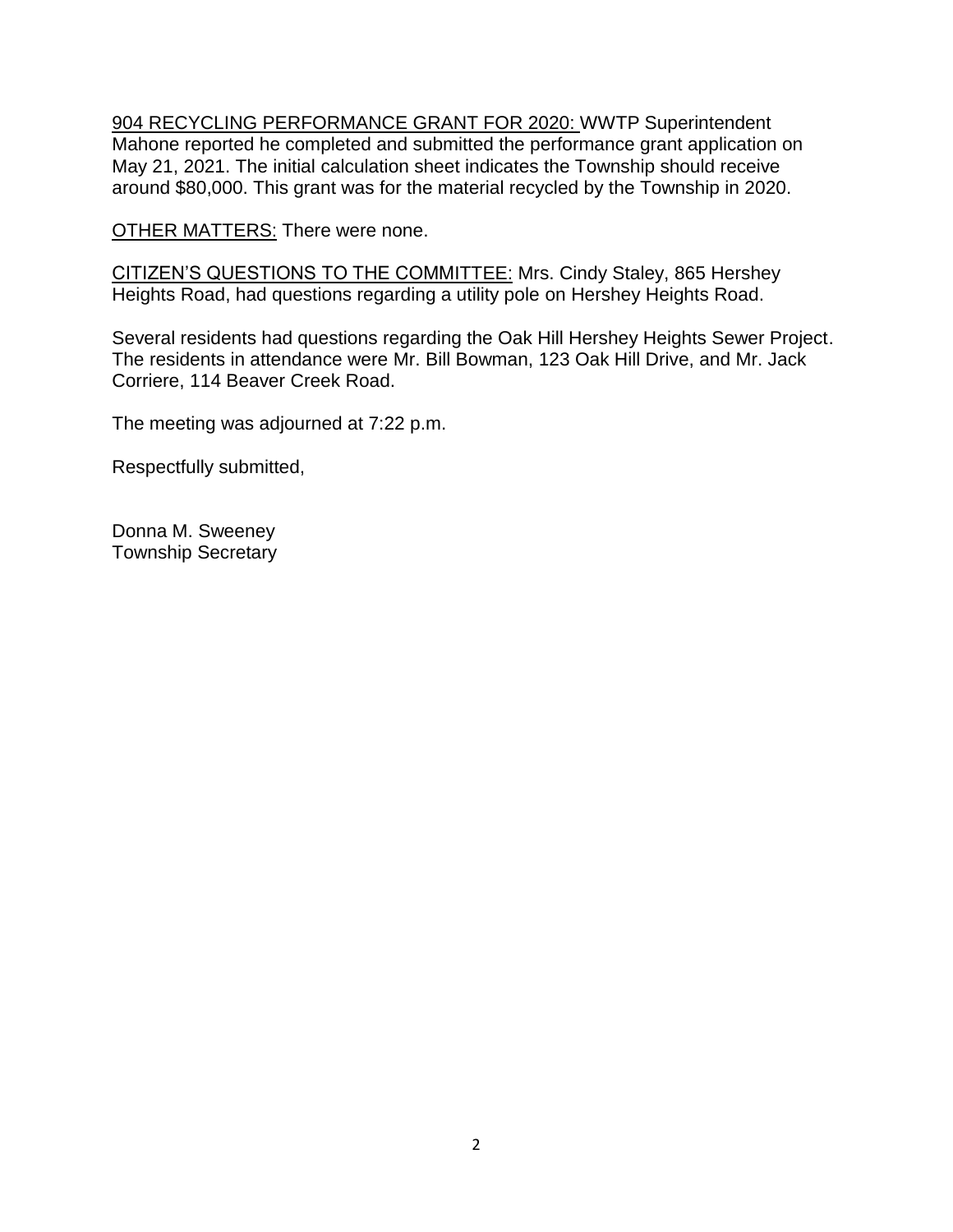<u>904 RECYCLING PERFORMANCE GRANT FOR 2020:</u> WWTP Superintendent Mahone reported he completed and submitted the performance grant application on May 21, 2021. The initial calculation sheet indicates the Township should receive around $80,000. This grant was for the material recycled by the Township in 2020.

<u>OTHER MATTERS:</u> There were none.

<u>CITIZEN'S QUESTIONS TO THE COMMITTEE:</u> Mrs. Cindy Staley, 865 Hershey Heights Road, had questions regarding a utility pole on Hershey Heights Road.

Several residents had questions regarding the Oak Hill Hershey Heights Sewer Project. The residents in attendance were Mr. Bill Bowman, 123 Oak Hill Drive, and Mr. Jack Corriere, 114 Beaver Creek Road.

The meeting was adjourned at 7:22 p.m.

Respectfully submitted,

Donna M. Sweeney
Township Secretary